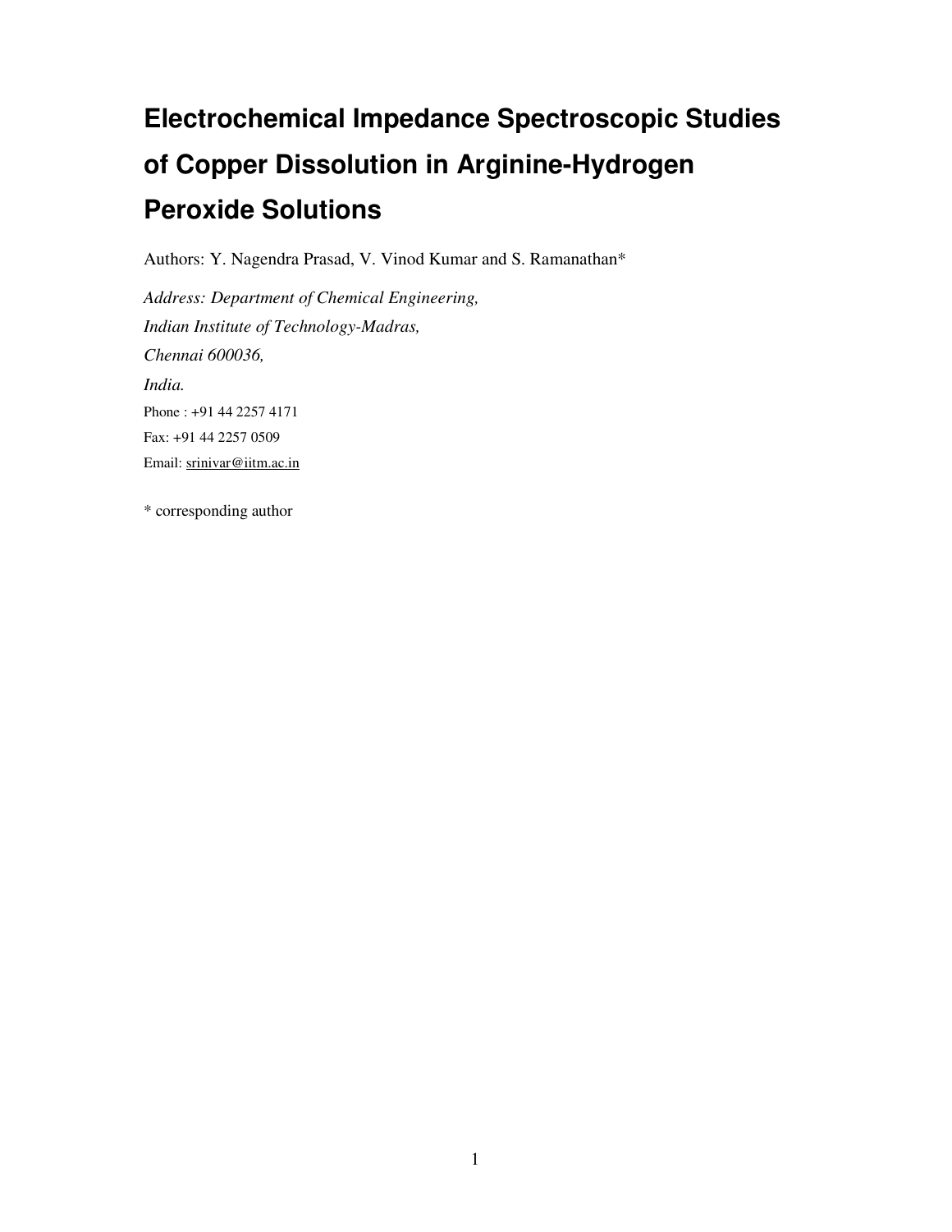# Electrochemical Impedance Spectroscopic Studies of Copper Dissolution in Arginine-Hydrogen Peroxide Solutions

Authors: Y. Nagendra Prasad, V. Vinod Kumar and S. Ramanathan*

*Address: Department of Chemical Engineering,*

*Indian Institute of Technology-Madras,*

*Chennai 600036,*

*India.*

Phone : +91 44 2257 4171

Fax: +91 44 2257 0509

Email: srinivar@iitm.ac.in

* corresponding author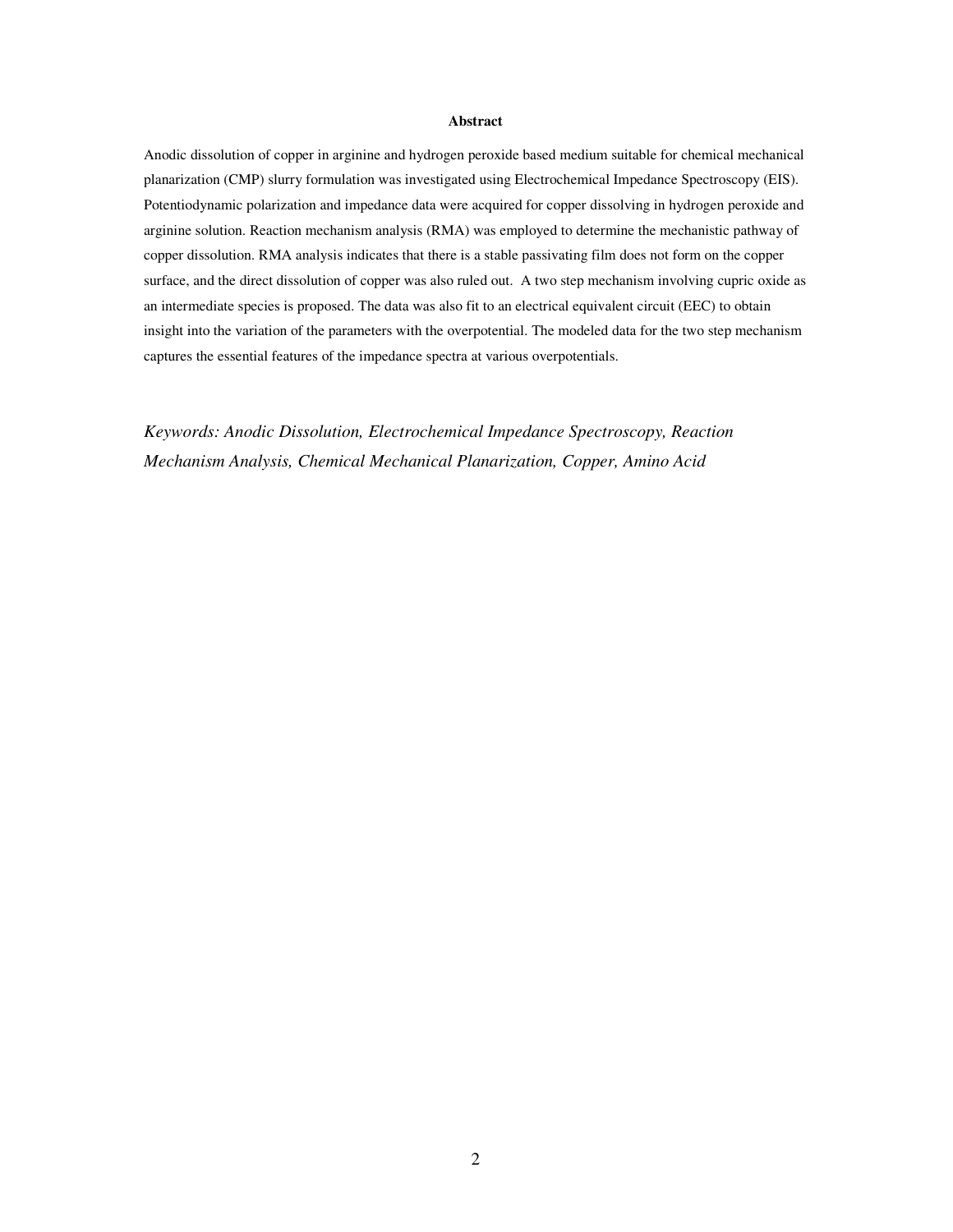**Abstract**

Anodic dissolution of copper in arginine and hydrogen peroxide based medium suitable for chemical mechanical planarization (CMP) slurry formulation was investigated using Electrochemical Impedance Spectroscopy (EIS). Potentiodynamic polarization and impedance data were acquired for copper dissolving in hydrogen peroxide and arginine solution. Reaction mechanism analysis (RMA) was employed to determine the mechanistic pathway of copper dissolution. RMA analysis indicates that there is a stable passivating film does not form on the copper surface, and the direct dissolution of copper was also ruled out. A two step mechanism involving cupric oxide as an intermediate species is proposed. The data was also fit to an electrical equivalent circuit (EEC) to obtain insight into the variation of the parameters with the overpotential. The modeled data for the two step mechanism captures the essential features of the impedance spectra at various overpotentials.

*Keywords: Anodic Dissolution, Electrochemical Impedance Spectroscopy, Reaction Mechanism Analysis, Chemical Mechanical Planarization, Copper, Amino Acid*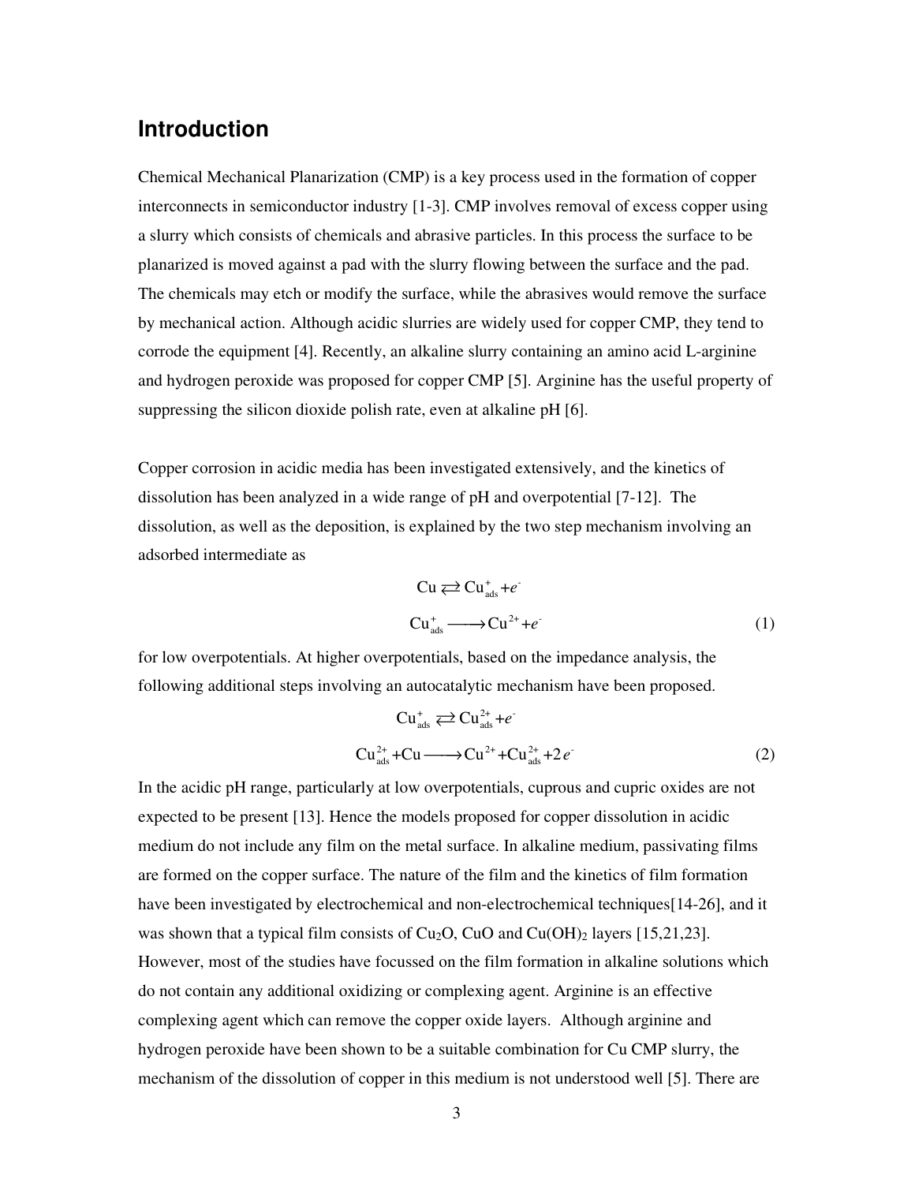## Introduction

Chemical Mechanical Planarization (CMP) is a key process used in the formation of copper interconnects in semiconductor industry [1-3]. CMP involves removal of excess copper using a slurry which consists of chemicals and abrasive particles. In this process the surface to be planarized is moved against a pad with the slurry flowing between the surface and the pad. The chemicals may etch or modify the surface, while the abrasives would remove the surface by mechanical action. Although acidic slurries are widely used for copper CMP, they tend to corrode the equipment [4]. Recently, an alkaline slurry containing an amino acid L-arginine and hydrogen peroxide was proposed for copper CMP [5]. Arginine has the useful property of suppressing the silicon dioxide polish rate, even at alkaline pH [6].

Copper corrosion in acidic media has been investigated extensively, and the kinetics of dissolution has been analyzed in a wide range of pH and overpotential [7-12]. The dissolution, as well as the deposition, is explained by the two step mechanism involving an adsorbed intermediate as

$$\mathrm{Cu} \rightleftarrows \mathrm{Cu}^{+}_{\mathrm{ads}} + e^{-}$$

$$\mathrm{Cu}^{+}_{\mathrm{ads}} \longrightarrow \mathrm{Cu}^{2+} + e^{-} \tag{1}$$

for low overpotentials. At higher overpotentials, based on the impedance analysis, the following additional steps involving an autocatalytic mechanism have been proposed.

$$\mathrm{Cu}^{+}_{\mathrm{ads}} \rightleftarrows \mathrm{Cu}^{2+}_{\mathrm{ads}} + e^{-}$$

$$\mathrm{Cu}^{2+}_{\mathrm{ads}} + \mathrm{Cu} \longrightarrow \mathrm{Cu}^{2+} + \mathrm{Cu}^{2+}_{\mathrm{ads}} + 2e^{-} \tag{2}$$

In the acidic pH range, particularly at low overpotentials, cuprous and cupric oxides are not expected to be present [13]. Hence the models proposed for copper dissolution in acidic medium do not include any film on the metal surface. In alkaline medium, passivating films are formed on the copper surface. The nature of the film and the kinetics of film formation have been investigated by electrochemical and non-electrochemical techniques[14-26], and it was shown that a typical film consists of $Cu_2O$, CuO and $Cu(OH)_2$ layers [15,21,23]. However, most of the studies have focussed on the film formation in alkaline solutions which do not contain any additional oxidizing or complexing agent. Arginine is an effective complexing agent which can remove the copper oxide layers. Although arginine and hydrogen peroxide have been shown to be a suitable combination for Cu CMP slurry, the mechanism of the dissolution of copper in this medium is not understood well [5]. There are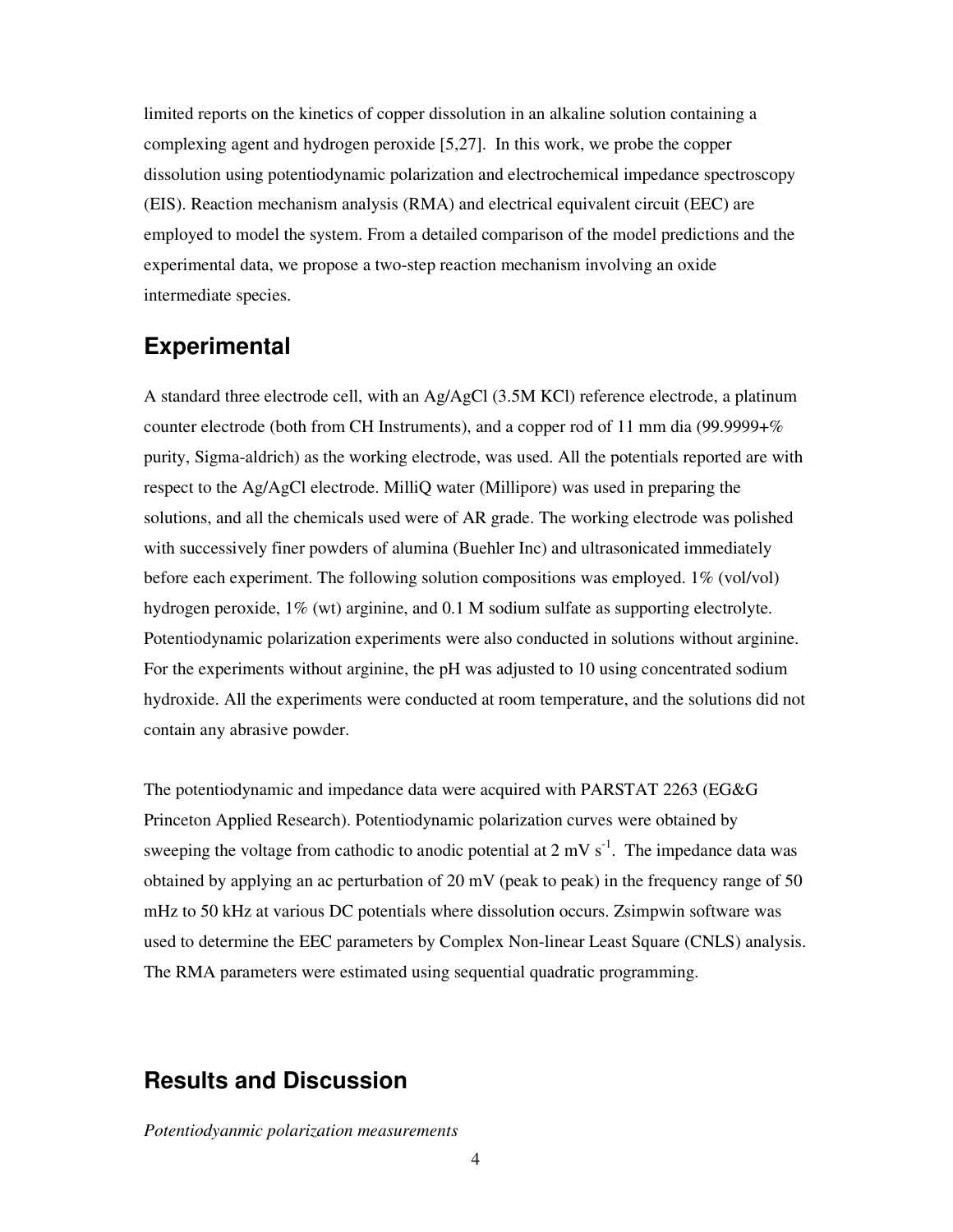limited reports on the kinetics of copper dissolution in an alkaline solution containing a complexing agent and hydrogen peroxide [5,27]. In this work, we probe the copper dissolution using potentiodynamic polarization and electrochemical impedance spectroscopy (EIS). Reaction mechanism analysis (RMA) and electrical equivalent circuit (EEC) are employed to model the system. From a detailed comparison of the model predictions and the experimental data, we propose a two-step reaction mechanism involving an oxide intermediate species.

## Experimental

A standard three electrode cell, with an Ag/AgCl (3.5M KCl) reference electrode, a platinum counter electrode (both from CH Instruments), and a copper rod of 11 mm dia (99.9999+% purity, Sigma-aldrich) as the working electrode, was used. All the potentials reported are with respect to the Ag/AgCl electrode. MilliQ water (Millipore) was used in preparing the solutions, and all the chemicals used were of AR grade. The working electrode was polished with successively finer powders of alumina (Buehler Inc) and ultrasonicated immediately before each experiment. The following solution compositions was employed. 1% (vol/vol) hydrogen peroxide, 1% (wt) arginine, and 0.1 M sodium sulfate as supporting electrolyte. Potentiodynamic polarization experiments were also conducted in solutions without arginine. For the experiments without arginine, the pH was adjusted to 10 using concentrated sodium hydroxide. All the experiments were conducted at room temperature, and the solutions did not contain any abrasive powder.

The potentiodynamic and impedance data were acquired with PARSTAT 2263 (EG&G Princeton Applied Research). Potentiodynamic polarization curves were obtained by sweeping the voltage from cathodic to anodic potential at 2 mV $s^{-1}$. The impedance data was obtained by applying an ac perturbation of 20 mV (peak to peak) in the frequency range of 50 mHz to 50 kHz at various DC potentials where dissolution occurs. Zsimpwin software was used to determine the EEC parameters by Complex Non-linear Least Square (CNLS) analysis. The RMA parameters were estimated using sequential quadratic programming.

## Results and Discussion

*Potentiodyanmic polarization measurements*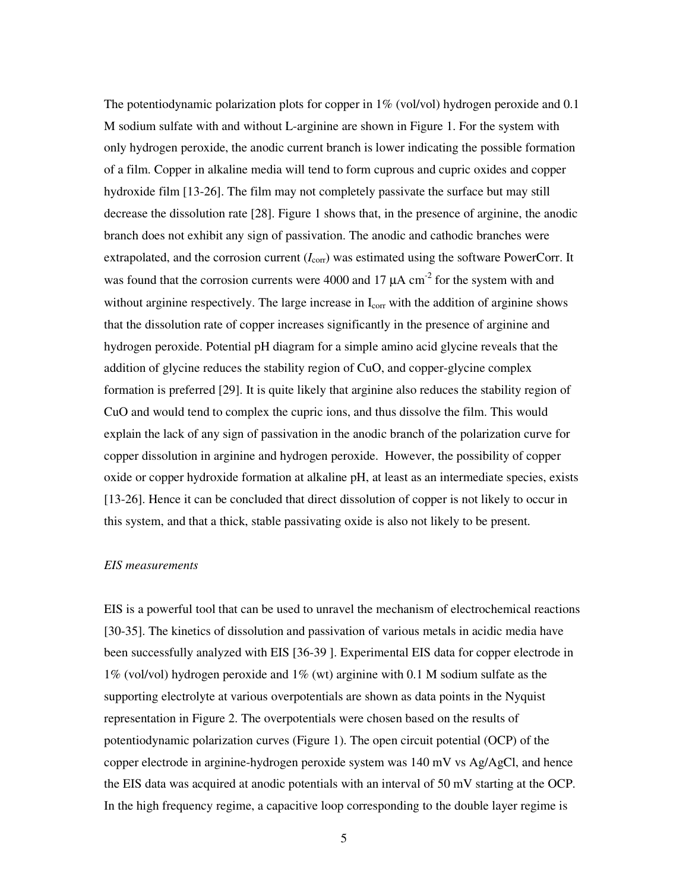The potentiodynamic polarization plots for copper in 1% (vol/vol) hydrogen peroxide and 0.1 M sodium sulfate with and without L-arginine are shown in Figure 1. For the system with only hydrogen peroxide, the anodic current branch is lower indicating the possible formation of a film. Copper in alkaline media will tend to form cuprous and cupric oxides and copper hydroxide film [13-26]. The film may not completely passivate the surface but may still decrease the dissolution rate [28]. Figure 1 shows that, in the presence of arginine, the anodic branch does not exhibit any sign of passivation. The anodic and cathodic branches were extrapolated, and the corrosion current ($I_{corr}$) was estimated using the software PowerCorr. It was found that the corrosion currents were 4000 and 17 $\mu A\ cm^{-2}$ for the system with and without arginine respectively. The large increase in $I_{corr}$ with the addition of arginine shows that the dissolution rate of copper increases significantly in the presence of arginine and hydrogen peroxide. Potential pH diagram for a simple amino acid glycine reveals that the addition of glycine reduces the stability region of CuO, and copper-glycine complex formation is preferred [29]. It is quite likely that arginine also reduces the stability region of CuO and would tend to complex the cupric ions, and thus dissolve the film. This would explain the lack of any sign of passivation in the anodic branch of the polarization curve for copper dissolution in arginine and hydrogen peroxide. However, the possibility of copper oxide or copper hydroxide formation at alkaline pH, at least as an intermediate species, exists [13-26]. Hence it can be concluded that direct dissolution of copper is not likely to occur in this system, and that a thick, stable passivating oxide is also not likely to be present.

*EIS measurements*

EIS is a powerful tool that can be used to unravel the mechanism of electrochemical reactions [30-35]. The kinetics of dissolution and passivation of various metals in acidic media have been successfully analyzed with EIS [36-39 ]. Experimental EIS data for copper electrode in 1% (vol/vol) hydrogen peroxide and 1% (wt) arginine with 0.1 M sodium sulfate as the supporting electrolyte at various overpotentials are shown as data points in the Nyquist representation in Figure 2. The overpotentials were chosen based on the results of potentiodynamic polarization curves (Figure 1). The open circuit potential (OCP) of the copper electrode in arginine-hydrogen peroxide system was 140 mV vs Ag/AgCl, and hence the EIS data was acquired at anodic potentials with an interval of 50 mV starting at the OCP. In the high frequency regime, a capacitive loop corresponding to the double layer regime is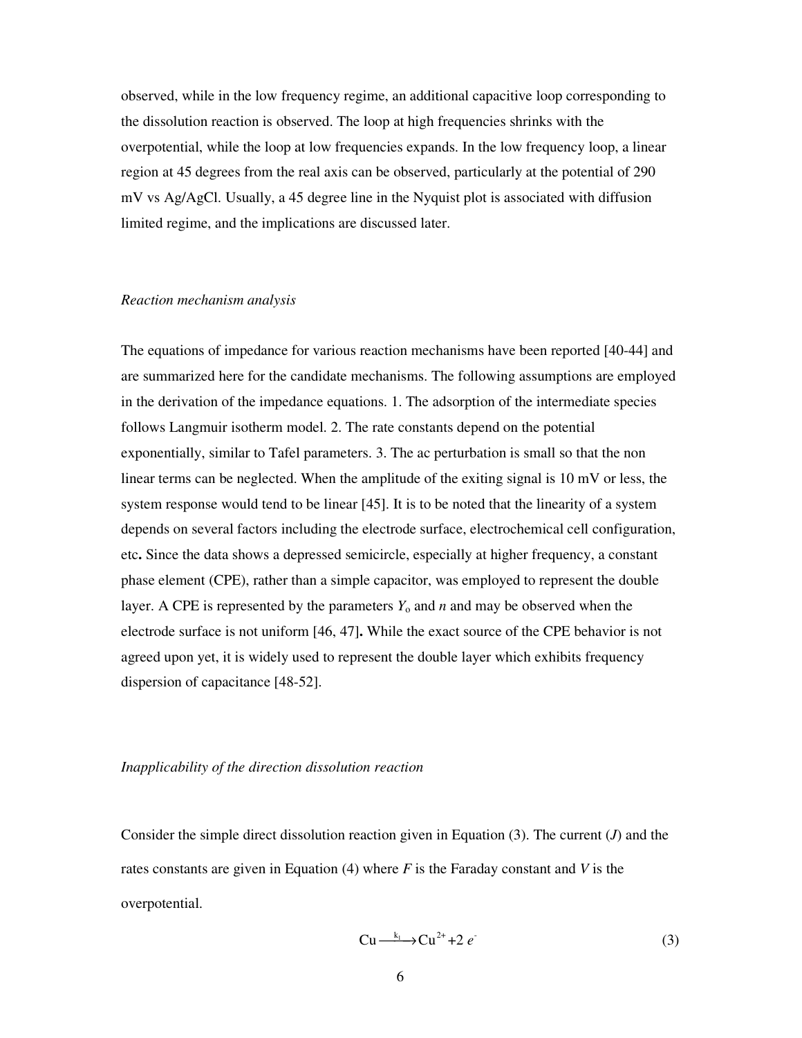observed, while in the low frequency regime, an additional capacitive loop corresponding to the dissolution reaction is observed. The loop at high frequencies shrinks with the overpotential, while the loop at low frequencies expands. In the low frequency loop, a linear region at 45 degrees from the real axis can be observed, particularly at the potential of 290 mV vs Ag/AgCl. Usually, a 45 degree line in the Nyquist plot is associated with diffusion limited regime, and the implications are discussed later.

*Reaction mechanism analysis*

The equations of impedance for various reaction mechanisms have been reported [40-44] and are summarized here for the candidate mechanisms. The following assumptions are employed in the derivation of the impedance equations. 1. The adsorption of the intermediate species follows Langmuir isotherm model. 2. The rate constants depend on the potential exponentially, similar to Tafel parameters. 3. The ac perturbation is small so that the non linear terms can be neglected. When the amplitude of the exiting signal is 10 mV or less, the system response would tend to be linear [45]. It is to be noted that the linearity of a system depends on several factors including the electrode surface, electrochemical cell configuration, etc**.** Since the data shows a depressed semicircle, especially at higher frequency, a constant phase element (CPE), rather than a simple capacitor, was employed to represent the double layer. A CPE is represented by the parameters $Y_o$ and $n$ and may be observed when the electrode surface is not uniform [46, 47]**.** While the exact source of the CPE behavior is not agreed upon yet, it is widely used to represent the double layer which exhibits frequency dispersion of capacitance [48-52].

*Inapplicability of the direction dissolution reaction*

Consider the simple direct dissolution reaction given in Equation (3). The current ($J$) and the rates constants are given in Equation (4) where $F$ is the Faraday constant and $V$ is the overpotential.

$$Cu \xrightarrow{k_1} Cu^{2+} + 2\,e^{-} \tag{3}$$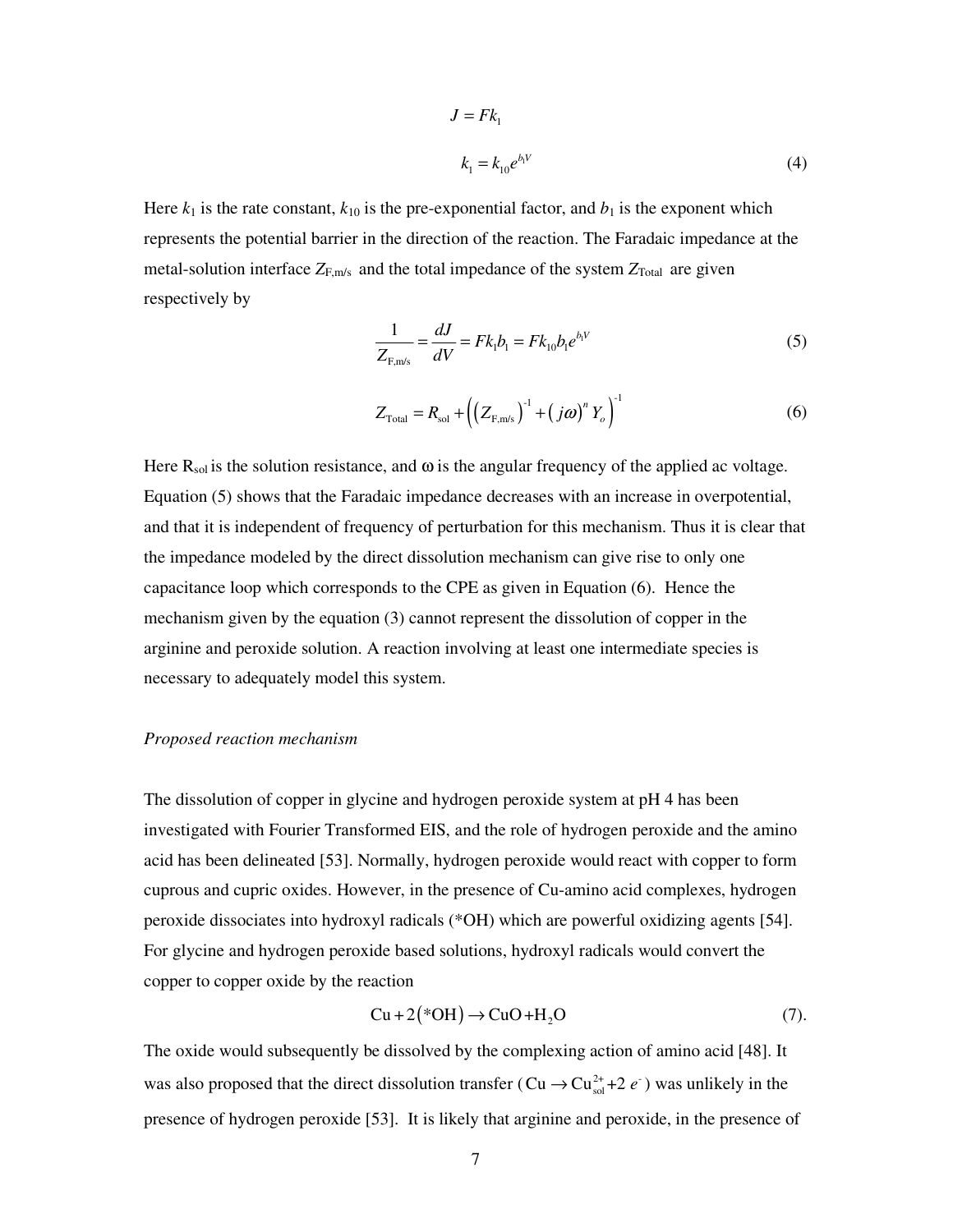$$J = Fk_1$$

$$k_1 = k_{10} e^{b_1 V} \tag{4}$$

Here $k_1$ is the rate constant, $k_{10}$ is the pre-exponential factor, and $b_1$ is the exponent which represents the potential barrier in the direction of the reaction. The Faradaic impedance at the metal-solution interface $Z_{\text{F,m/s}}$ and the total impedance of the system $Z_{\text{Total}}$ are given respectively by

$$\frac{1}{Z_{\text{F,m/s}}} = \frac{dJ}{dV} = Fk_1 b_1 = Fk_{10} b_1 e^{b_1 V} \tag{5}$$

$$Z_{\text{Total}} = R_{\text{sol}} + \left( \left( Z_{\text{F,m/s}} \right)^{-1} + \left( j\omega \right)^n Y_o \right)^{-1} \tag{6}$$

Here $R_{sol}$ is the solution resistance, and $\omega$ is the angular frequency of the applied ac voltage. Equation (5) shows that the Faradaic impedance decreases with an increase in overpotential, and that it is independent of frequency of perturbation for this mechanism. Thus it is clear that the impedance modeled by the direct dissolution mechanism can give rise to only one capacitance loop which corresponds to the CPE as given in Equation (6). Hence the mechanism given by the equation (3) cannot represent the dissolution of copper in the arginine and peroxide solution. A reaction involving at least one intermediate species is necessary to adequately model this system.

*Proposed reaction mechanism*

The dissolution of copper in glycine and hydrogen peroxide system at pH 4 has been investigated with Fourier Transformed EIS, and the role of hydrogen peroxide and the amino acid has been delineated [53]. Normally, hydrogen peroxide would react with copper to form cuprous and cupric oxides. However, in the presence of Cu-amino acid complexes, hydrogen peroxide dissociates into hydroxyl radicals (*OH) which are powerful oxidizing agents [54]. For glycine and hydrogen peroxide based solutions, hydroxyl radicals would convert the copper to copper oxide by the reaction

$$\text{Cu} + 2\left(^{*}\text{OH}\right) \rightarrow \text{CuO} + \text{H}_2\text{O} \tag{7}$$

The oxide would subsequently be dissolved by the complexing action of amino acid [48]. It was also proposed that the direct dissolution transfer ($\text{Cu} \rightarrow \text{Cu}^{2+}_{\text{sol}} + 2\ e^-$) was unlikely in the presence of hydrogen peroxide [53]. It is likely that arginine and peroxide, in the presence of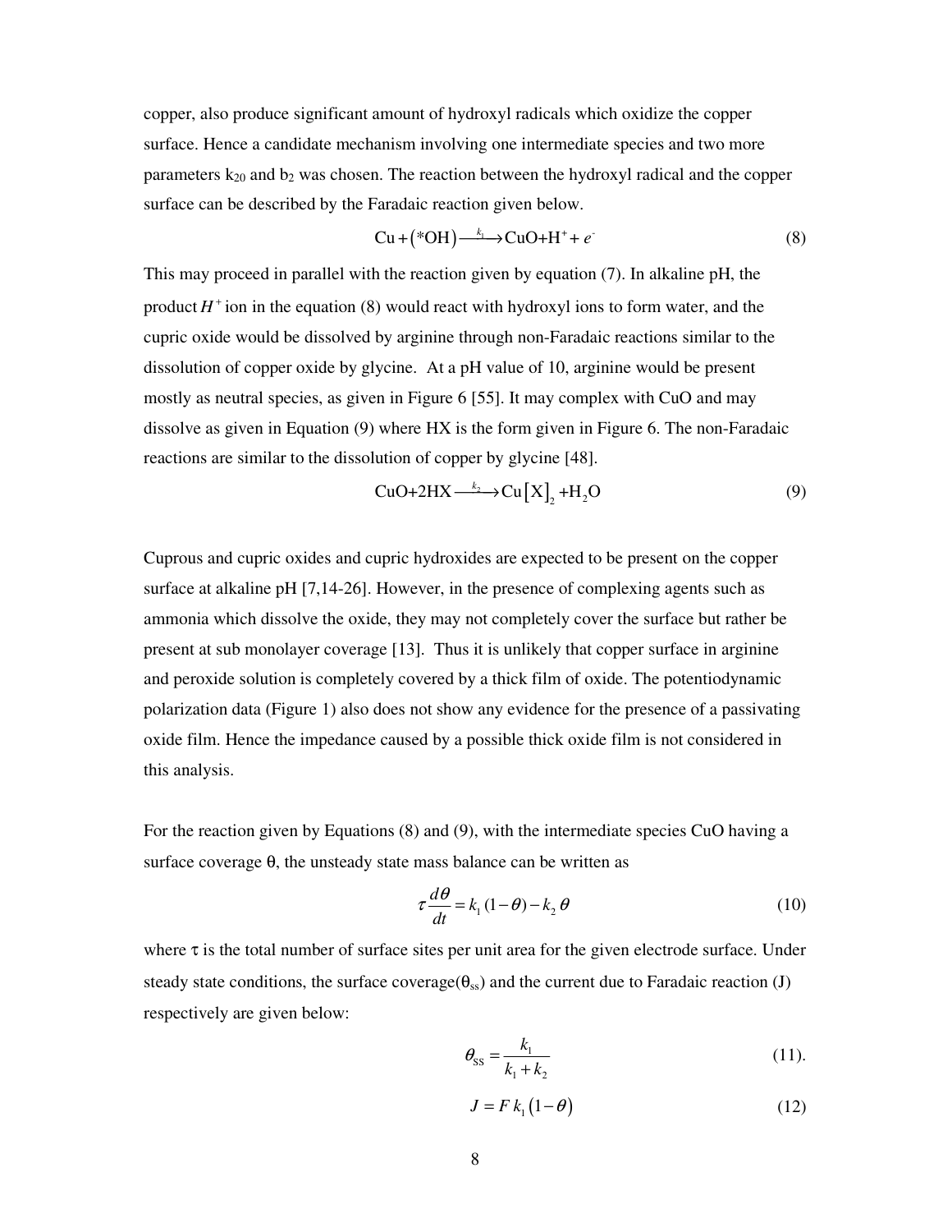copper, also produce significant amount of hydroxyl radicals which oxidize the copper surface. Hence a candidate mechanism involving one intermediate species and two more parameters $k_{20}$ and $b_2$ was chosen. The reaction between the hydroxyl radical and the copper surface can be described by the Faradaic reaction given below.

$$\mathrm{Cu} + (\mathrm{^*OH}) \xrightarrow{k_1} \mathrm{CuO} + \mathrm{H}^+ + e^- \tag{8}$$

This may proceed in parallel with the reaction given by equation (7). In alkaline pH, the product $H^+$ ion in the equation (8) would react with hydroxyl ions to form water, and the cupric oxide would be dissolved by arginine through non-Faradaic reactions similar to the dissolution of copper oxide by glycine. At a pH value of 10, arginine would be present mostly as neutral species, as given in Figure 6 [55]. It may complex with CuO and may dissolve as given in Equation (9) where HX is the form given in Figure 6. The non-Faradaic reactions are similar to the dissolution of copper by glycine [48].

$$\mathrm{CuO} + 2\mathrm{HX} \xrightarrow{k_2} \mathrm{Cu}[\mathrm{X}]_2 + \mathrm{H_2O} \tag{9}$$

Cuprous and cupric oxides and cupric hydroxides are expected to be present on the copper surface at alkaline pH [7,14-26]. However, in the presence of complexing agents such as ammonia which dissolve the oxide, they may not completely cover the surface but rather be present at sub monolayer coverage [13]. Thus it is unlikely that copper surface in arginine and peroxide solution is completely covered by a thick film of oxide. The potentiodynamic polarization data (Figure 1) also does not show any evidence for the presence of a passivating oxide film. Hence the impedance caused by a possible thick oxide film is not considered in this analysis.

For the reaction given by Equations (8) and (9), with the intermediate species CuO having a surface coverage θ, the unsteady state mass balance can be written as

$$\tau \frac{d\theta}{dt} = k_1 (1-\theta) - k_2\, \theta \tag{10}$$

where τ is the total number of surface sites per unit area for the given electrode surface. Under steady state conditions, the surface coverage($\theta_{ss}$) and the current due to Faradaic reaction (J) respectively are given below:

$$\theta_{\mathrm{SS}} = \frac{k_1}{k_1 + k_2} \tag{11}$$

$$J = F\, k_1 (1-\theta) \tag{12}$$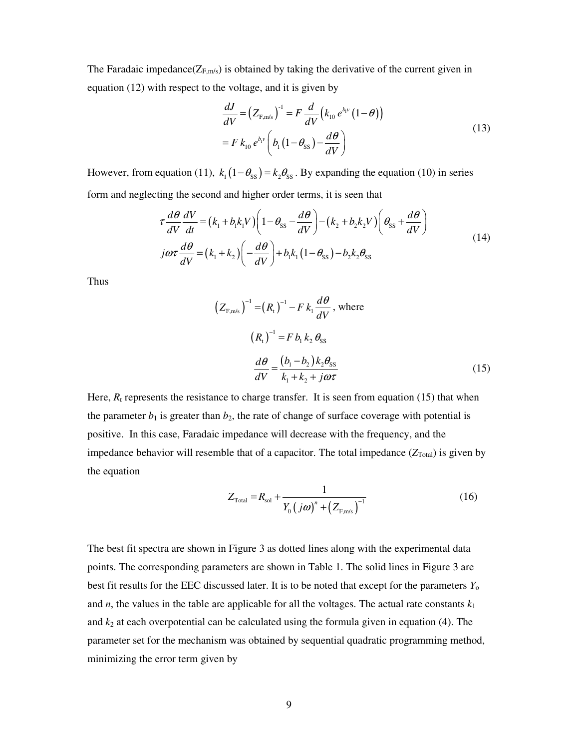The Faradaic impedance($Z_{\text{F,m/s}}$) is obtained by taking the derivative of the current given in equation (12) with respect to the voltage, and it is given by

$$
\begin{aligned}
\frac{dJ}{dV} &= \left(Z_{\text{F,m/s}}\right)^{-1} = F\,\frac{d}{dV}\left(k_{10}\,e^{b_1 V}\left(1-\theta\right)\right) \\
&= F\,k_{10}\,e^{b_1 V}\left(b_1\left(1-\theta_{\text{SS}}\right)-\frac{d\theta}{dV}\right)
\end{aligned}
\tag{13}
$$

However, from equation (11), $k_1\left(1-\theta_{\text{SS}}\right)=k_2\theta_{\text{SS}}$. By expanding the equation (10) in series form and neglecting the second and higher order terms, it is seen that

$$
\begin{aligned}
\tau\frac{d\theta}{dV}\frac{dV}{dt} &= \left(k_1+b_1k_1V\right)\left(1-\theta_{\text{SS}}-\frac{d\theta}{dV}\right)-\left(k_2+b_2k_2V\right)\left(\theta_{\text{SS}}+\frac{d\theta}{dV}\right) \\
j\omega\tau\frac{d\theta}{dV} &= \left(k_1+k_2\right)\left(-\frac{d\theta}{dV}\right)+b_1k_1\left(1-\theta_{\text{SS}}\right)-b_2k_2\theta_{\text{SS}}
\end{aligned}
\tag{14}
$$

Thus

$$
\begin{aligned}
\left(Z_{\text{F,m/s}}\right)^{-1} &= \left(R_{\text{t}}\right)^{-1}-F\,k_1\frac{d\theta}{dV}\text{, where} \\
\left(R_{\text{t}}\right)^{-1} &= F\,b_1\,k_2\,\theta_{\text{SS}} \\
\frac{d\theta}{dV} &= \frac{\left(b_1-b_2\right)k_2\theta_{\text{SS}}}{k_1+k_2+j\omega\tau}
\end{aligned}
\tag{15}
$$

Here, $R_t$ represents the resistance to charge transfer. It is seen from equation (15) that when the parameter $b_1$ is greater than $b_2$, the rate of change of surface coverage with potential is positive. In this case, Faradaic impedance will decrease with the frequency, and the impedance behavior will resemble that of a capacitor. The total impedance ($Z_{\text{Total}}$) is given by the equation

$$
Z_{\text{Total}} = R_{\text{sol}} + \frac{1}{Y_0\left(j\omega\right)^n+\left(Z_{\text{F,m/s}}\right)^{-1}}
\tag{16}
$$

The best fit spectra are shown in Figure 3 as dotted lines along with the experimental data points. The corresponding parameters are shown in Table 1. The solid lines in Figure 3 are best fit results for the EEC discussed later. It is to be noted that except for the parameters $Y_o$ and $n$, the values in the table are applicable for all the voltages. The actual rate constants $k_1$ and $k_2$ at each overpotential can be calculated using the formula given in equation (4). The parameter set for the mechanism was obtained by sequential quadratic programming method, minimizing the error term given by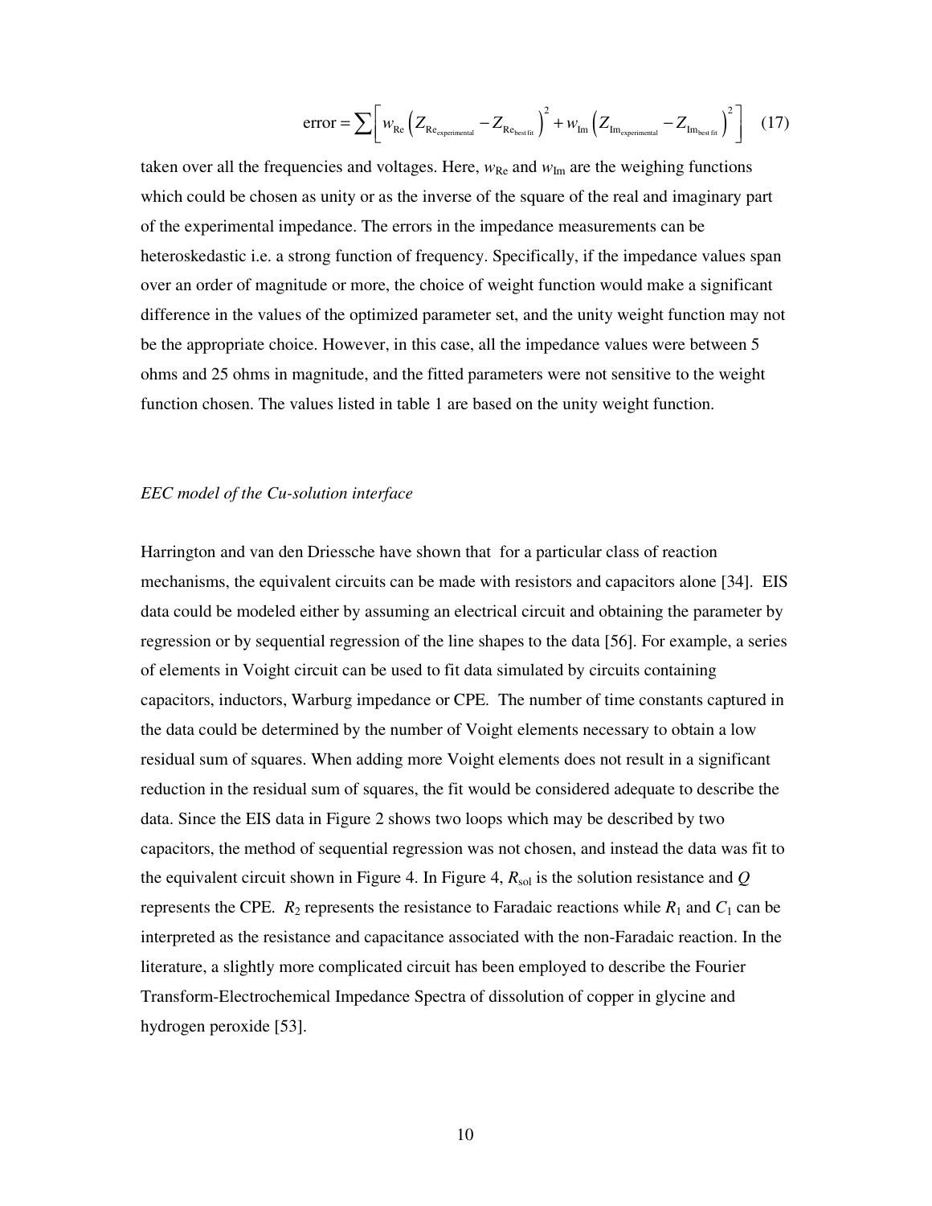$$\text{error} = \sum \left[ w_{\text{Re}} \left( Z_{\text{Re}_{\text{experimental}}} - Z_{\text{Re}_{\text{best fit}}} \right)^2 + w_{\text{Im}} \left( Z_{\text{Im}_{\text{experimental}}} - Z_{\text{Im}_{\text{best fit}}} \right)^2 \right] \quad (17)$$

taken over all the frequencies and voltages. Here, $w_{\text{Re}}$ and $w_{\text{Im}}$ are the weighing functions which could be chosen as unity or as the inverse of the square of the real and imaginary part of the experimental impedance. The errors in the impedance measurements can be heteroskedastic i.e. a strong function of frequency. Specifically, if the impedance values span over an order of magnitude or more, the choice of weight function would make a significant difference in the values of the optimized parameter set, and the unity weight function may not be the appropriate choice. However, in this case, all the impedance values were between 5 ohms and 25 ohms in magnitude, and the fitted parameters were not sensitive to the weight function chosen. The values listed in table 1 are based on the unity weight function.

*EEC model of the Cu-solution interface*

Harrington and van den Driessche have shown that for a particular class of reaction mechanisms, the equivalent circuits can be made with resistors and capacitors alone [34]. EIS data could be modeled either by assuming an electrical circuit and obtaining the parameter by regression or by sequential regression of the line shapes to the data [56]. For example, a series of elements in Voight circuit can be used to fit data simulated by circuits containing capacitors, inductors, Warburg impedance or CPE. The number of time constants captured in the data could be determined by the number of Voight elements necessary to obtain a low residual sum of squares. When adding more Voight elements does not result in a significant reduction in the residual sum of squares, the fit would be considered adequate to describe the data. Since the EIS data in Figure 2 shows two loops which may be described by two capacitors, the method of sequential regression was not chosen, and instead the data was fit to the equivalent circuit shown in Figure 4. In Figure 4, $R_{\text{sol}}$ is the solution resistance and $Q$ represents the CPE. $R_2$ represents the resistance to Faradaic reactions while $R_1$ and $C_1$ can be interpreted as the resistance and capacitance associated with the non-Faradaic reaction. In the literature, a slightly more complicated circuit has been employed to describe the Fourier Transform-Electrochemical Impedance Spectra of dissolution of copper in glycine and hydrogen peroxide [53].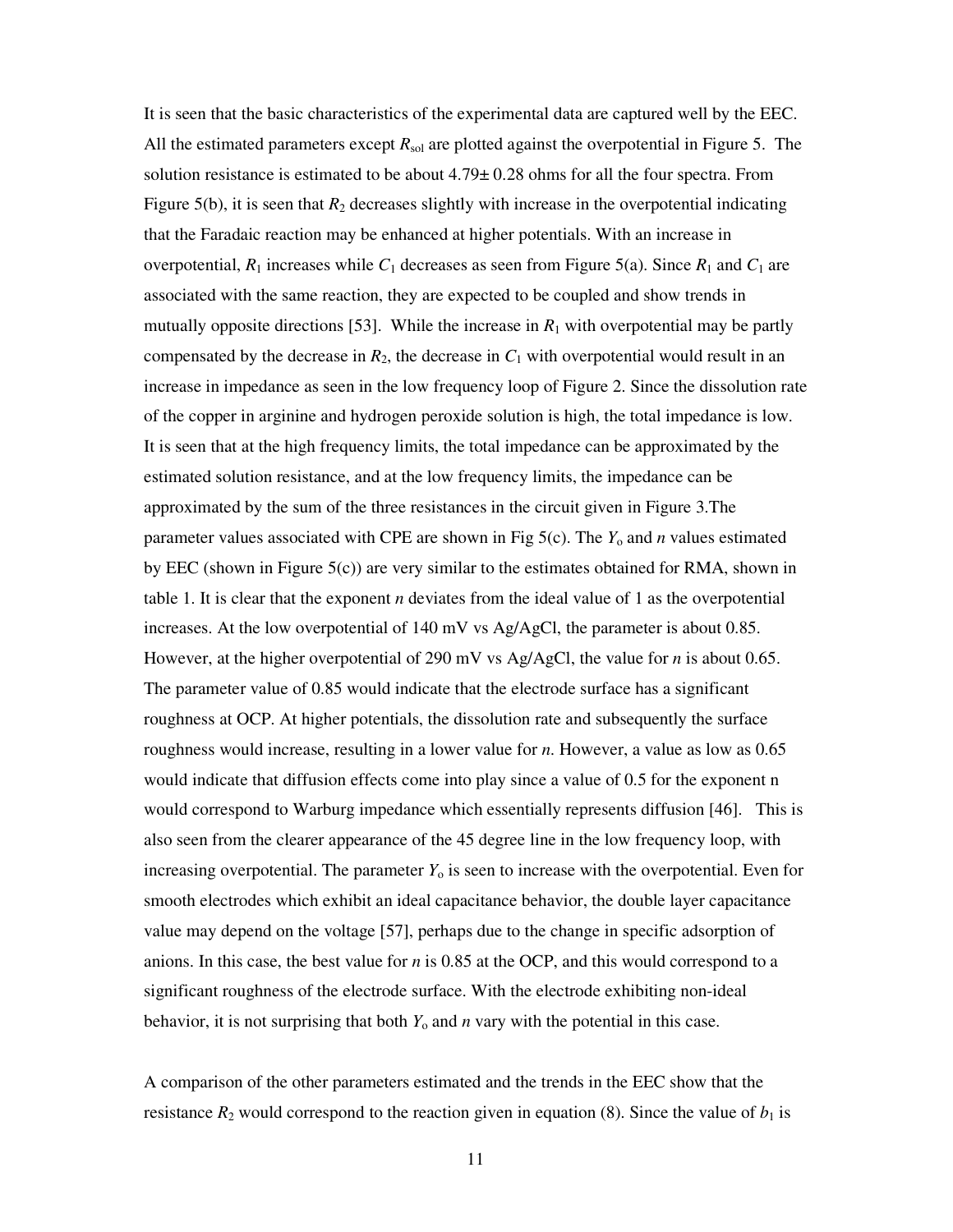It is seen that the basic characteristics of the experimental data are captured well by the EEC. All the estimated parameters except $R_{sol}$ are plotted against the overpotential in Figure 5. The solution resistance is estimated to be about $4.79 \pm 0.28$ ohms for all the four spectra. From Figure 5(b), it is seen that $R_2$ decreases slightly with increase in the overpotential indicating that the Faradaic reaction may be enhanced at higher potentials. With an increase in overpotential, $R_1$ increases while $C_1$ decreases as seen from Figure 5(a). Since $R_1$ and $C_1$ are associated with the same reaction, they are expected to be coupled and show trends in mutually opposite directions [53]. While the increase in $R_1$ with overpotential may be partly compensated by the decrease in $R_2$, the decrease in $C_1$ with overpotential would result in an increase in impedance as seen in the low frequency loop of Figure 2. Since the dissolution rate of the copper in arginine and hydrogen peroxide solution is high, the total impedance is low. It is seen that at the high frequency limits, the total impedance can be approximated by the estimated solution resistance, and at the low frequency limits, the impedance can be approximated by the sum of the three resistances in the circuit given in Figure 3.The parameter values associated with CPE are shown in Fig 5(c). The $Y_o$ and $n$ values estimated by EEC (shown in Figure 5(c)) are very similar to the estimates obtained for RMA, shown in table 1. It is clear that the exponent $n$ deviates from the ideal value of 1 as the overpotential increases. At the low overpotential of 140 mV vs Ag/AgCl, the parameter is about 0.85. However, at the higher overpotential of 290 mV vs Ag/AgCl, the value for $n$ is about 0.65. The parameter value of 0.85 would indicate that the electrode surface has a significant roughness at OCP. At higher potentials, the dissolution rate and subsequently the surface roughness would increase, resulting in a lower value for $n$. However, a value as low as 0.65 would indicate that diffusion effects come into play since a value of 0.5 for the exponent n would correspond to Warburg impedance which essentially represents diffusion [46]. This is also seen from the clearer appearance of the 45 degree line in the low frequency loop, with increasing overpotential. The parameter $Y_o$ is seen to increase with the overpotential. Even for smooth electrodes which exhibit an ideal capacitance behavior, the double layer capacitance value may depend on the voltage [57], perhaps due to the change in specific adsorption of anions. In this case, the best value for $n$ is 0.85 at the OCP, and this would correspond to a significant roughness of the electrode surface. With the electrode exhibiting non-ideal behavior, it is not surprising that both $Y_o$ and $n$ vary with the potential in this case.

A comparison of the other parameters estimated and the trends in the EEC show that the resistance $R_2$ would correspond to the reaction given in equation (8). Since the value of $b_1$ is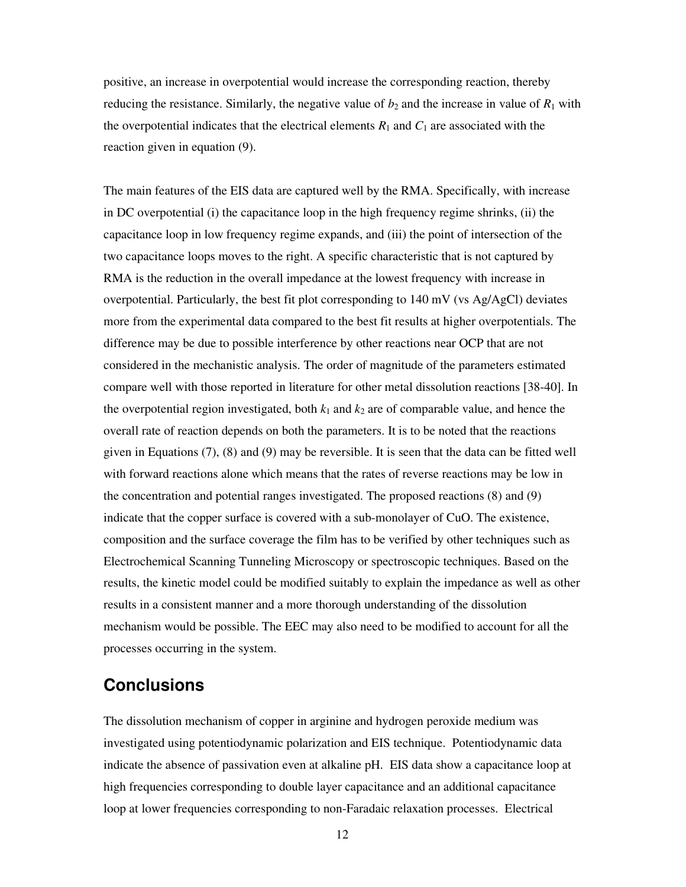positive, an increase in overpotential would increase the corresponding reaction, thereby reducing the resistance. Similarly, the negative value of $b_2$ and the increase in value of $R_1$ with the overpotential indicates that the electrical elements $R_1$ and $C_1$ are associated with the reaction given in equation (9).

The main features of the EIS data are captured well by the RMA. Specifically, with increase in DC overpotential (i) the capacitance loop in the high frequency regime shrinks, (ii) the capacitance loop in low frequency regime expands, and (iii) the point of intersection of the two capacitance loops moves to the right. A specific characteristic that is not captured by RMA is the reduction in the overall impedance at the lowest frequency with increase in overpotential. Particularly, the best fit plot corresponding to 140 mV (vs Ag/AgCl) deviates more from the experimental data compared to the best fit results at higher overpotentials. The difference may be due to possible interference by other reactions near OCP that are not considered in the mechanistic analysis. The order of magnitude of the parameters estimated compare well with those reported in literature for other metal dissolution reactions [38-40]. In the overpotential region investigated, both $k_1$ and $k_2$ are of comparable value, and hence the overall rate of reaction depends on both the parameters. It is to be noted that the reactions given in Equations (7), (8) and (9) may be reversible. It is seen that the data can be fitted well with forward reactions alone which means that the rates of reverse reactions may be low in the concentration and potential ranges investigated. The proposed reactions (8) and (9) indicate that the copper surface is covered with a sub-monolayer of CuO. The existence, composition and the surface coverage the film has to be verified by other techniques such as Electrochemical Scanning Tunneling Microscopy or spectroscopic techniques. Based on the results, the kinetic model could be modified suitably to explain the impedance as well as other results in a consistent manner and a more thorough understanding of the dissolution mechanism would be possible. The EEC may also need to be modified to account for all the processes occurring in the system.

## Conclusions

The dissolution mechanism of copper in arginine and hydrogen peroxide medium was investigated using potentiodynamic polarization and EIS technique. Potentiodynamic data indicate the absence of passivation even at alkaline pH. EIS data show a capacitance loop at high frequencies corresponding to double layer capacitance and an additional capacitance loop at lower frequencies corresponding to non-Faradaic relaxation processes. Electrical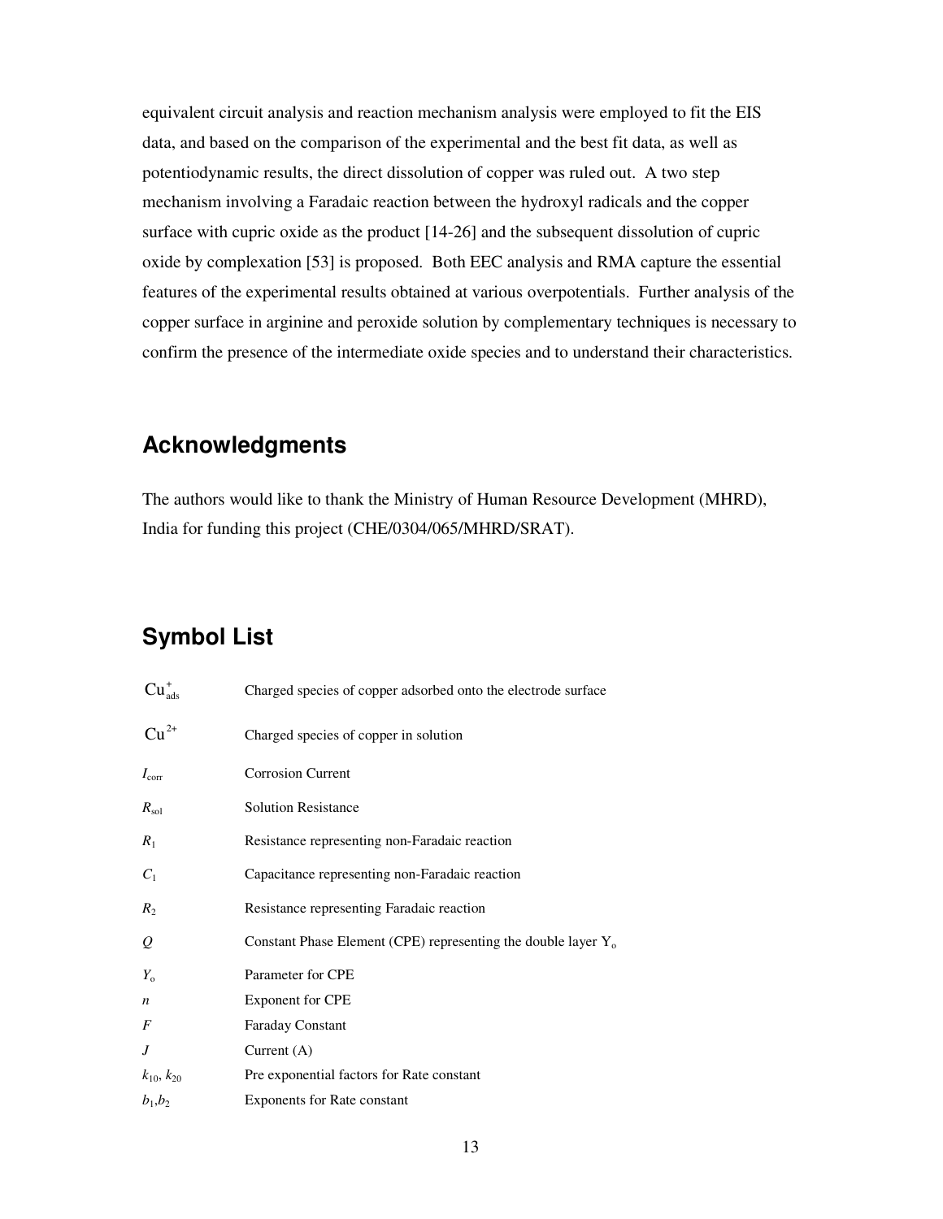equivalent circuit analysis and reaction mechanism analysis were employed to fit the EIS data, and based on the comparison of the experimental and the best fit data, as well as potentiodynamic results, the direct dissolution of copper was ruled out. A two step mechanism involving a Faradaic reaction between the hydroxyl radicals and the copper surface with cupric oxide as the product [14-26] and the subsequent dissolution of cupric oxide by complexation [53] is proposed. Both EEC analysis and RMA capture the essential features of the experimental results obtained at various overpotentials. Further analysis of the copper surface in arginine and peroxide solution by complementary techniques is necessary to confirm the presence of the intermediate oxide species and to understand their characteristics.

## Acknowledgments

The authors would like to thank the Ministry of Human Resource Development (MHRD), India for funding this project (CHE/0304/065/MHRD/SRAT).

## Symbol List

| | |
|---|---|
| $Cu^{+}_{ads}$ | Charged species of copper adsorbed onto the electrode surface |
| $Cu^{2+}$ | Charged species of copper in solution |
| $I_{corr}$ | Corrosion Current |
| $R_{sol}$ | Solution Resistance |
| $R_1$ | Resistance representing non-Faradaic reaction |
| $C_1$ | Capacitance representing non-Faradaic reaction |
| $R_2$ | Resistance representing Faradaic reaction |
| $Q$ | Constant Phase Element (CPE) representing the double layer $Y_o$ |
| $Y_o$ | Parameter for CPE |
| $n$ | Exponent for CPE |
| $F$ | Faraday Constant |
| $J$ | Current (A) |
| $k_{10}$, $k_{20}$ | Pre exponential factors for Rate constant |
| $b_1$,$b_2$ | Exponents for Rate constant |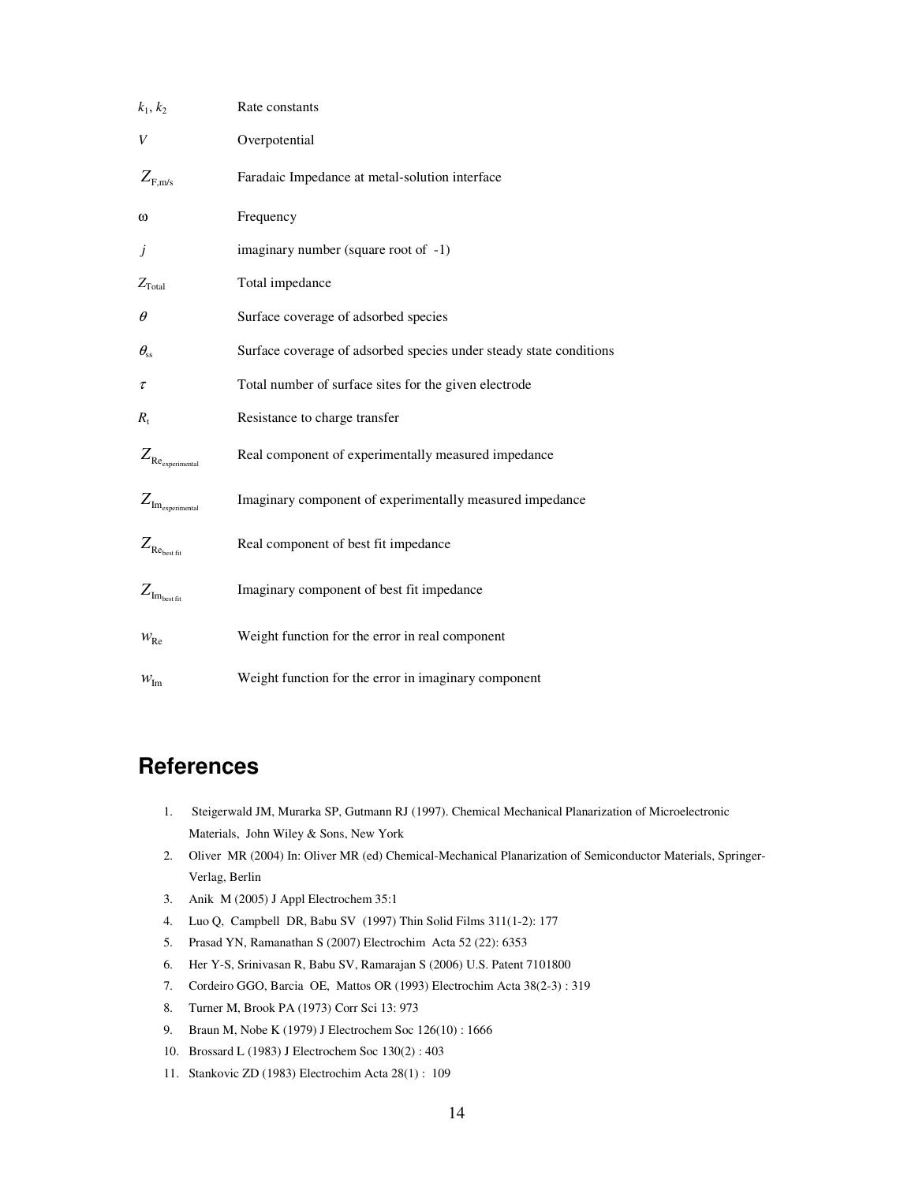| | |
|---|---|
| $k_1, k_2$ | Rate constants |
| $V$ | Overpotential |
| $Z_{\mathrm{F,m/s}}$ | Faradaic Impedance at metal-solution interface |
| $\omega$ | Frequency |
| $j$ | imaginary number (square root of -1) |
| $Z_{\mathrm{Total}}$ | Total impedance |
| $\theta$ | Surface coverage of adsorbed species |
| $\theta_{\mathrm{ss}}$ | Surface coverage of adsorbed species under steady state conditions |
| $\tau$ | Total number of surface sites for the given electrode |
| $R_{\mathrm{t}}$ | Resistance to charge transfer |
| $Z_{\mathrm{Re}_{\mathrm{experimental}}}$ | Real component of experimentally measured impedance |
| $Z_{\mathrm{Im}_{\mathrm{experimental}}}$ | Imaginary component of experimentally measured impedance |
| $Z_{\mathrm{Re}_{\mathrm{best\ fit}}}$ | Real component of best fit impedance |
| $Z_{\mathrm{Im}_{\mathrm{best\ fit}}}$ | Imaginary component of best fit impedance |
| $w_{\mathrm{Re}}$ | Weight function for the error in real component |
| $w_{\mathrm{Im}}$ | Weight function for the error in imaginary component |

## References

1. Steigerwald JM, Murarka SP, Gutmann RJ (1997). Chemical Mechanical Planarization of Microelectronic Materials, John Wiley & Sons, New York
2. Oliver MR (2004) In: Oliver MR (ed) Chemical-Mechanical Planarization of Semiconductor Materials, Springer-Verlag, Berlin
3. Anik M (2005) J Appl Electrochem 35:1
4. Luo Q, Campbell DR, Babu SV (1997) Thin Solid Films 311(1-2): 177
5. Prasad YN, Ramanathan S (2007) Electrochim Acta 52 (22): 6353
6. Her Y-S, Srinivasan R, Babu SV, Ramarajan S (2006) U.S. Patent 7101800
7. Cordeiro GGO, Barcia OE, Mattos OR (1993) Electrochim Acta 38(2-3) : 319
8. Turner M, Brook PA (1973) Corr Sci 13: 973
9. Braun M, Nobe K (1979) J Electrochem Soc 126(10) : 1666
10. Brossard L (1983) J Electrochem Soc 130(2) : 403
11. Stankovic ZD (1983) Electrochim Acta 28(1) : 109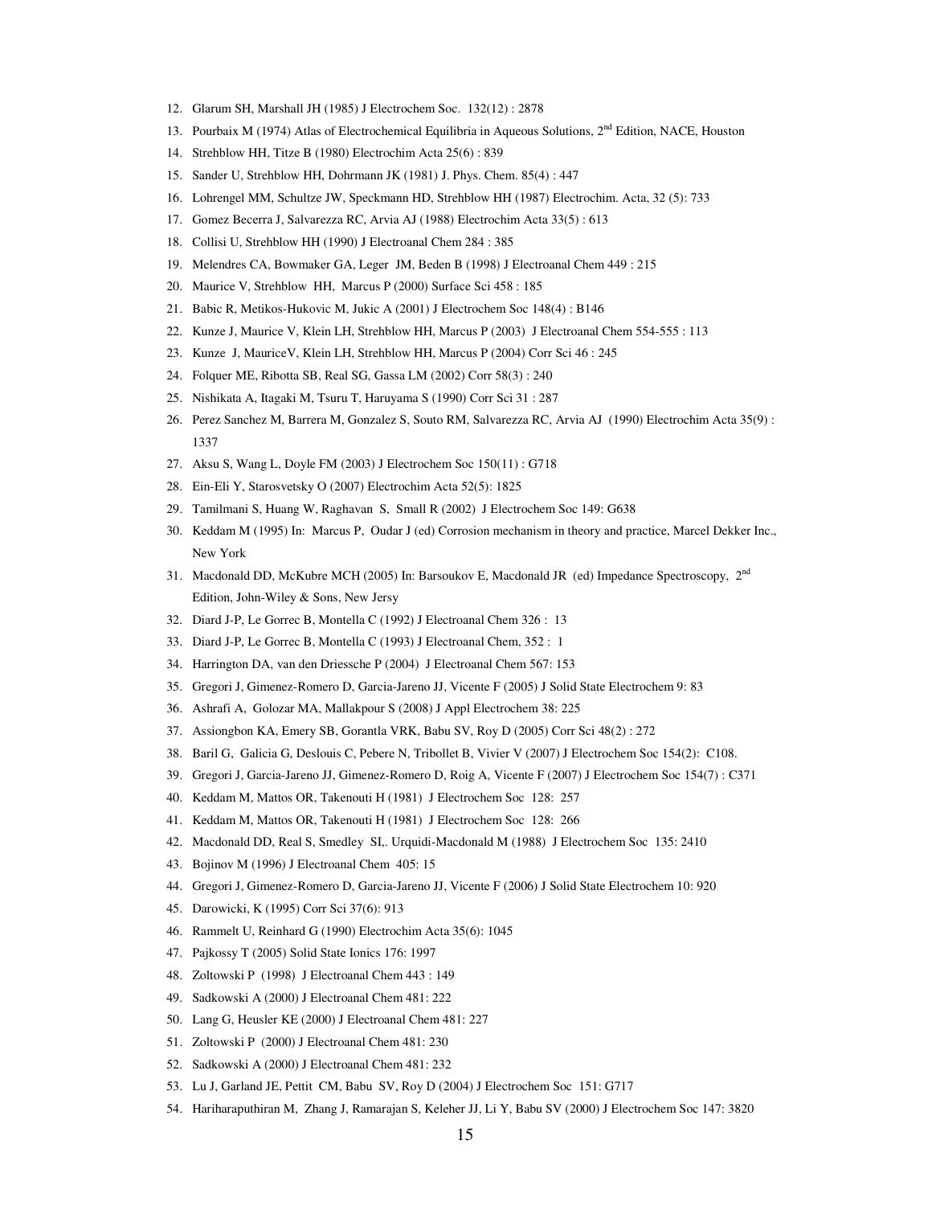12. Glarum SH, Marshall JH (1985) J Electrochem Soc. 132(12) : 2878
13. Pourbaix M (1974) Atlas of Electrochemical Equilibria in Aqueous Solutions, 2nd Edition, NACE, Houston
14. Strehblow HH, Titze B (1980) Electrochim Acta 25(6) : 839
15. Sander U, Strehblow HH, Dohrmann JK (1981) J. Phys. Chem. 85(4) : 447
16. Lohrengel MM, Schultze JW, Speckmann HD, Strehblow HH (1987) Electrochim. Acta, 32 (5): 733
17. Gomez Becerra J, Salvarezza RC, Arvia AJ (1988) Electrochim Acta 33(5) : 613
18. Collisi U, Strehblow HH (1990) J Electroanal Chem 284 : 385
19. Melendres CA, Bowmaker GA, Leger JM, Beden B (1998) J Electroanal Chem 449 : 215
20. Maurice V, Strehblow HH, Marcus P (2000) Surface Sci 458 : 185
21. Babic R, Metikos-Hukovic M, Jukic A (2001) J Electrochem Soc 148(4) : B146
22. Kunze J, Maurice V, Klein LH, Strehblow HH, Marcus P (2003) J Electroanal Chem 554-555 : 113
23. Kunze J, MauriceV, Klein LH, Strehblow HH, Marcus P (2004) Corr Sci 46 : 245
24. Folquer ME, Ribotta SB, Real SG, Gassa LM (2002) Corr 58(3) : 240
25. Nishikata A, Itagaki M, Tsuru T, Haruyama S (1990) Corr Sci 31 : 287
26. Perez Sanchez M, Barrera M, Gonzalez S, Souto RM, Salvarezza RC, Arvia AJ (1990) Electrochim Acta 35(9) : 1337
27. Aksu S, Wang L, Doyle FM (2003) J Electrochem Soc 150(11) : G718
28. Ein-Eli Y, Starosvetsky O (2007) Electrochim Acta 52(5): 1825
29. Tamilmani S, Huang W, Raghavan S, Small R (2002) J Electrochem Soc 149: G638
30. Keddam M (1995) In: Marcus P, Oudar J (ed) Corrosion mechanism in theory and practice, Marcel Dekker Inc., New York
31. Macdonald DD, McKubre MCH (2005) In: Barsoukov E, Macdonald JR (ed) Impedance Spectroscopy, 2nd Edition, John-Wiley & Sons, New Jersy
32. Diard J-P, Le Gorrec B, Montella C (1992) J Electroanal Chem 326 : 13
33. Diard J-P, Le Gorrec B, Montella C (1993) J Electroanal Chem, 352 : 1
34. Harrington DA, van den Driessche P (2004) J Electroanal Chem 567: 153
35. Gregori J, Gimenez-Romero D, Garcia-Jareno JJ, Vicente F (2005) J Solid State Electrochem 9: 83
36. Ashrafi A, Golozar MA, Mallakpour S (2008) J Appl Electrochem 38: 225
37. Assiongbon KA, Emery SB, Gorantla VRK, Babu SV, Roy D (2005) Corr Sci 48(2) : 272
38. Baril G, Galicia G, Deslouis C, Pebere N, Tribollet B, Vivier V (2007) J Electrochem Soc 154(2): C108.
39. Gregori J, Garcia-Jareno JJ, Gimenez-Romero D, Roig A, Vicente F (2007) J Electrochem Soc 154(7) : C371
40. Keddam M, Mattos OR, Takenouti H (1981) J Electrochem Soc 128: 257
41. Keddam M, Mattos OR, Takenouti H (1981) J Electrochem Soc 128: 266
42. Macdonald DD, Real S, Smedley SI,. Urquidi-Macdonald M (1988) J Electrochem Soc 135: 2410
43. Bojinov M (1996) J Electroanal Chem 405: 15
44. Gregori J, Gimenez-Romero D, Garcia-Jareno JJ, Vicente F (2006) J Solid State Electrochem 10: 920
45. Darowicki, K (1995) Corr Sci 37(6): 913
46. Rammelt U, Reinhard G (1990) Electrochim Acta 35(6): 1045
47. Pajkossy T (2005) Solid State Ionics 176: 1997
48. Zoltowski P (1998) J Electroanal Chem 443 : 149
49. Sadkowski A (2000) J Electroanal Chem 481: 222
50. Lang G, Heusler KE (2000) J Electroanal Chem 481: 227
51. Zoltowski P (2000) J Electroanal Chem 481: 230
52. Sadkowski A (2000) J Electroanal Chem 481: 232
53. Lu J, Garland JE, Pettit CM, Babu SV, Roy D (2004) J Electrochem Soc 151: G717
54. Hariharaputhiran M, Zhang J, Ramarajan S, Keleher JJ, Li Y, Babu SV (2000) J Electrochem Soc 147: 3820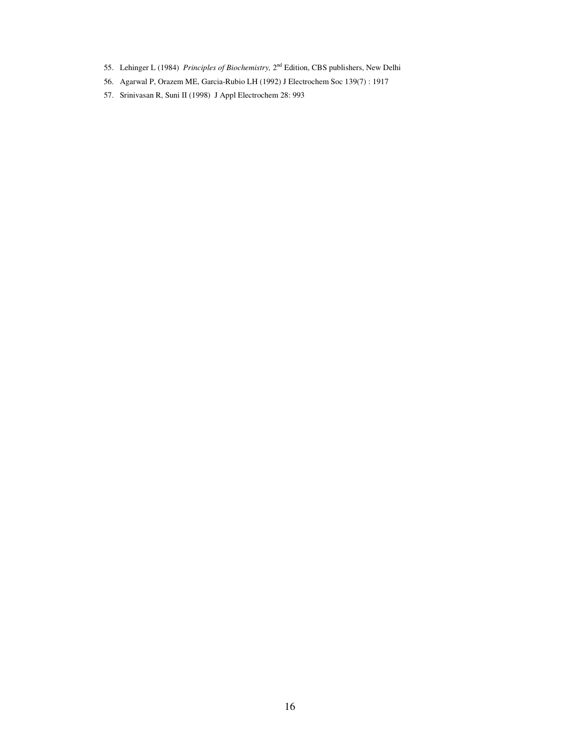55. Lehinger L (1984) *Principles of Biochemistry,* 2nd Edition, CBS publishers, New Delhi
56. Agarwal P, Orazem ME, Garcia-Rubio LH (1992) J Electrochem Soc 139(7) : 1917
57. Srinivasan R, Suni II (1998) J Appl Electrochem 28: 993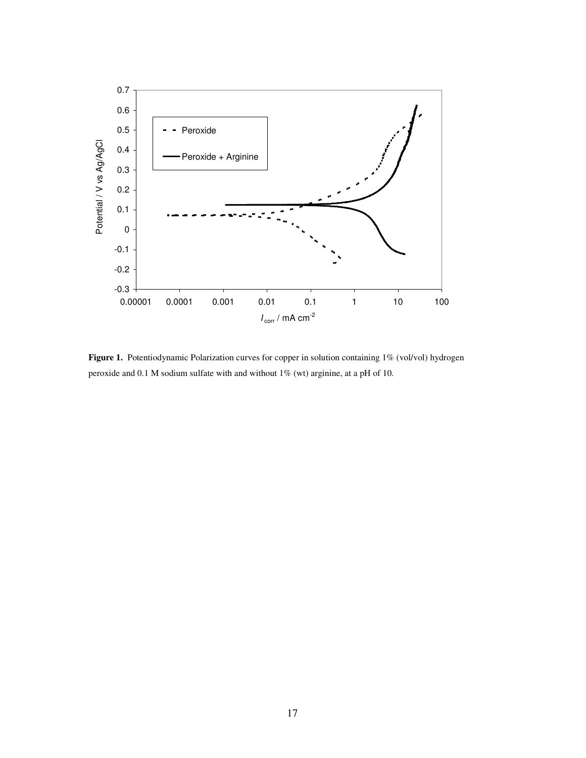**Figure 1.** Potentiodynamic Polarization curves for copper in solution containing 1% (vol/vol) hydrogen peroxide and 0.1 M sodium sulfate with and without 1% (wt) arginine, at a pH of 10.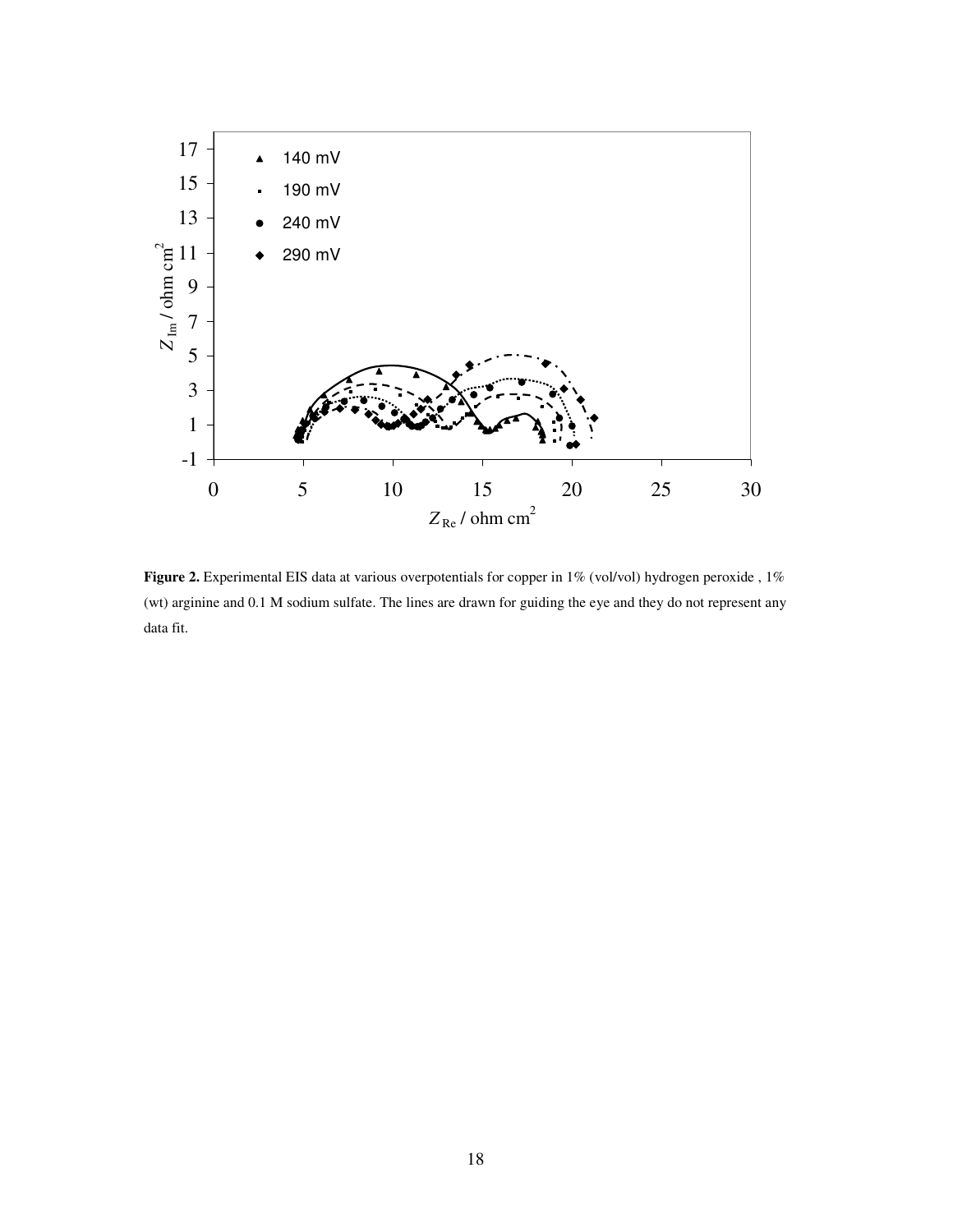**Figure 2.** Experimental EIS data at various overpotentials for copper in 1% (vol/vol) hydrogen peroxide , 1% (wt) arginine and 0.1 M sodium sulfate. The lines are drawn for guiding the eye and they do not represent any data fit.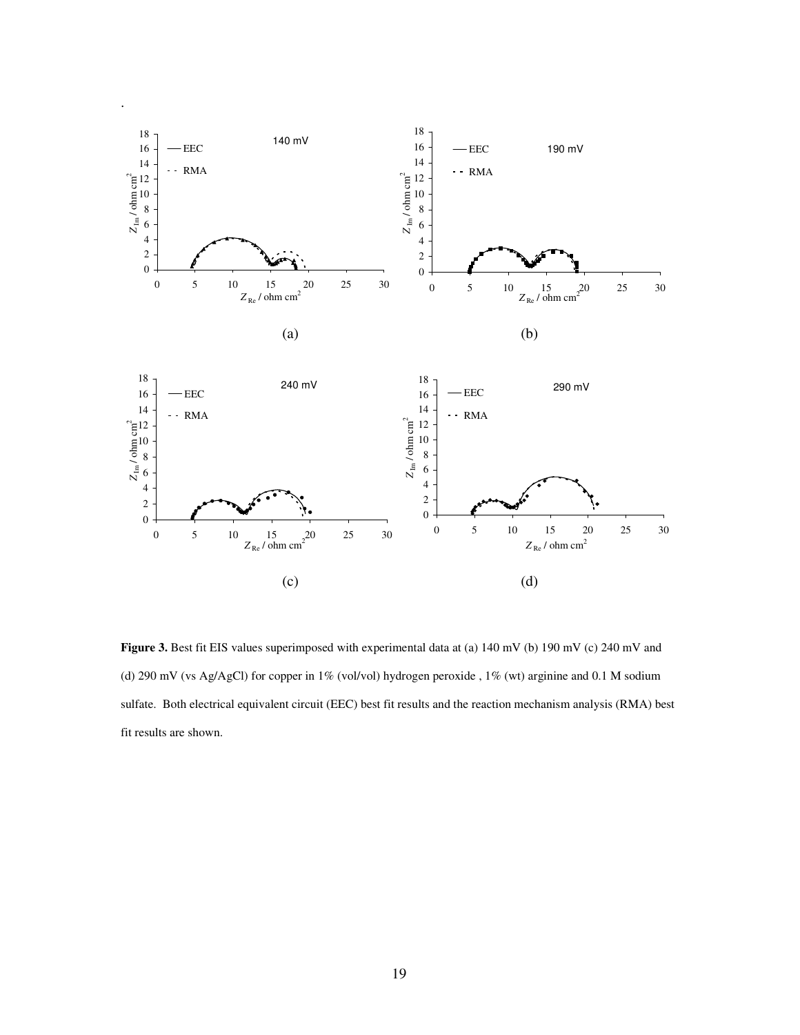**Figure 3.** Best fit EIS values superimposed with experimental data at (a) 140 mV (b) 190 mV (c) 240 mV and (d) 290 mV (vs Ag/AgCl) for copper in 1% (vol/vol) hydrogen peroxide , 1% (wt) arginine and 0.1 M sodium sulfate. Both electrical equivalent circuit (EEC) best fit results and the reaction mechanism analysis (RMA) best fit results are shown.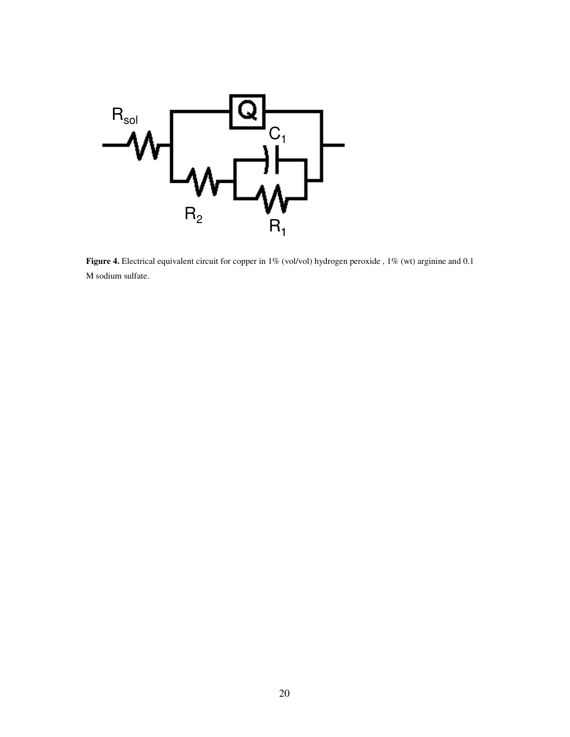**Figure 4.** Electrical equivalent circuit for copper in 1% (vol/vol) hydrogen peroxide , 1% (wt) arginine and 0.1 M sodium sulfate.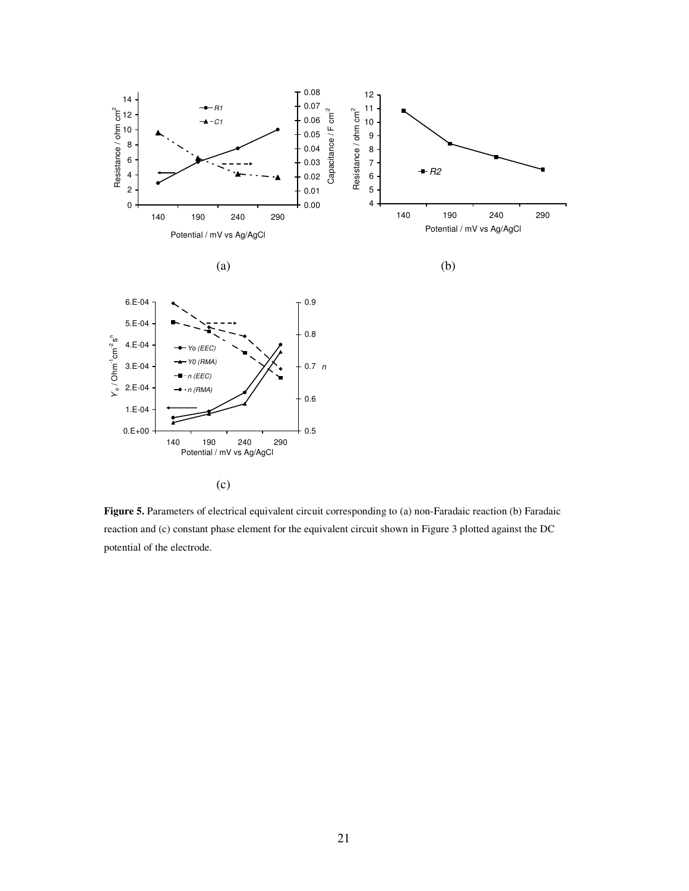(a)

(b)

(c)

**Figure 5.** Parameters of electrical equivalent circuit corresponding to (a) non-Faradaic reaction (b) Faradaic reaction and (c) constant phase element for the equivalent circuit shown in Figure 3 plotted against the DC potential of the electrode.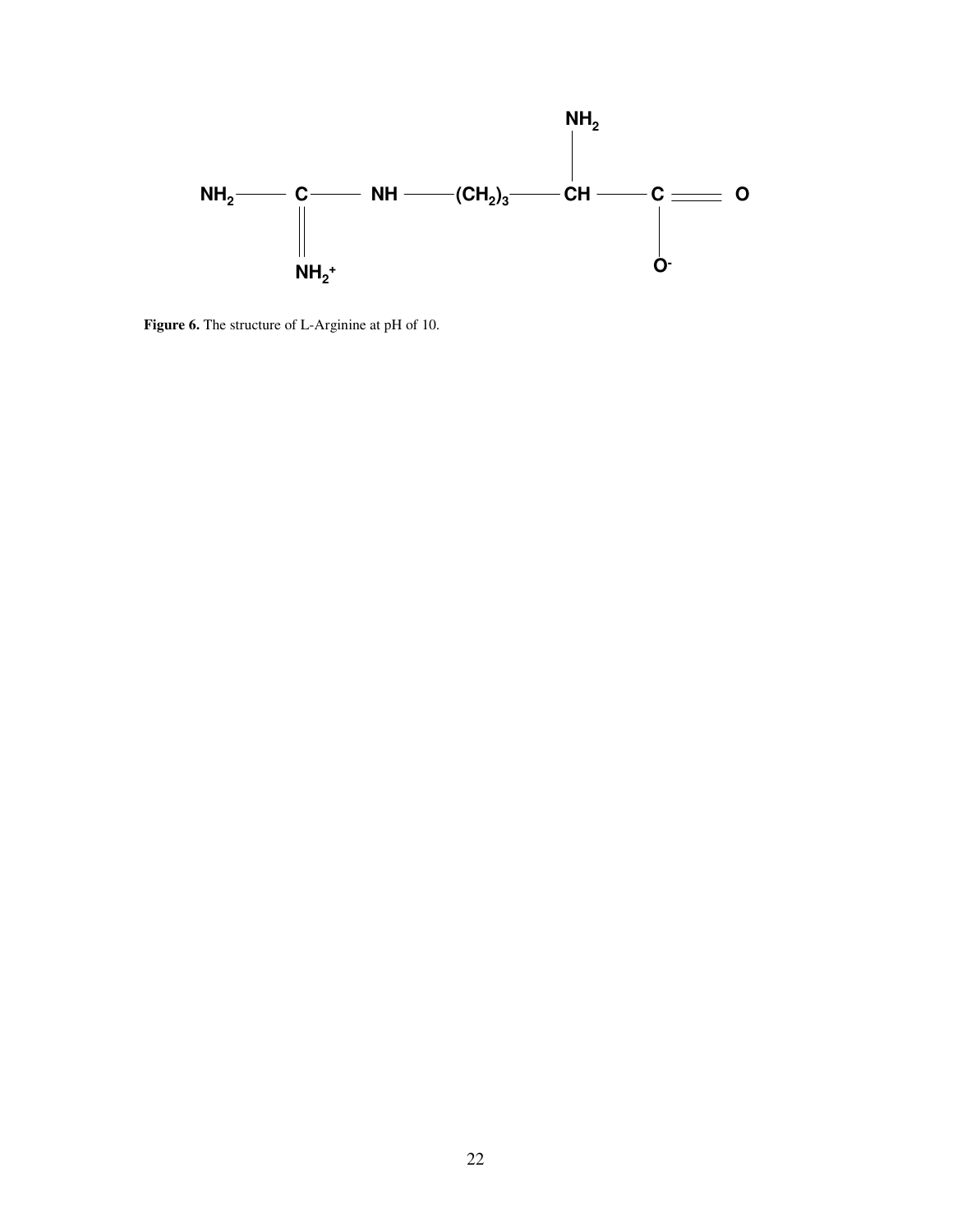$$NH_2-\underset{\underset{NH_2^+}{\|}}{C}-NH-(CH_2)_3-\overset{\overset{NH_2}{|}}{CH}-\underset{\underset{O^-}{|}}{C}=O$$

**Figure 6.** The structure of L-Arginine at pH of 10.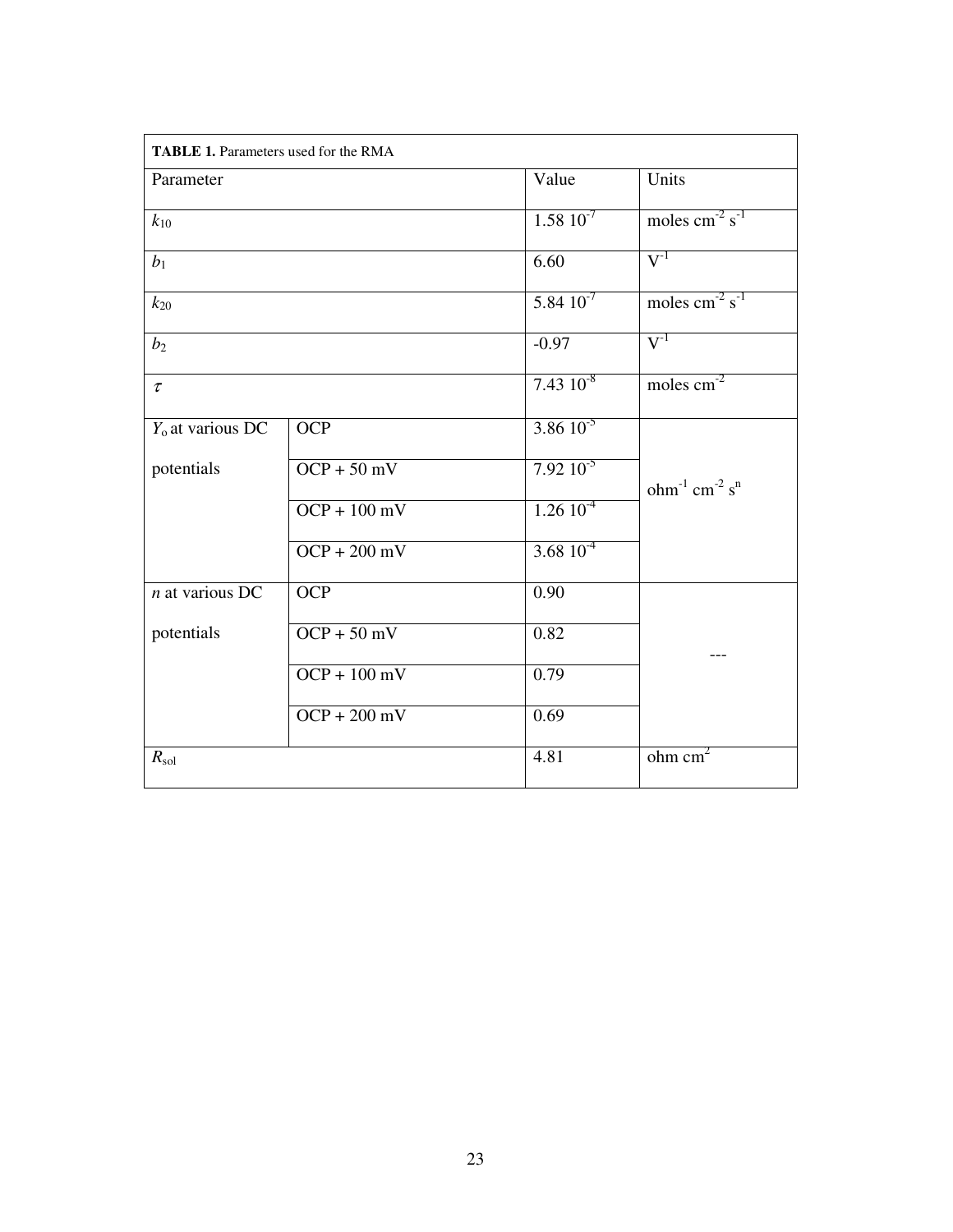**TABLE 1.** Parameters used for the RMA

| Parameter | | Value | Units |
|---|---|---|---|
| $k_{10}$ | | $1.58\ 10^{-7}$ | moles $cm^{-2}$ $s^{-1}$ |
| $b_1$ | | 6.60 | $V^{-1}$ |
| $k_{20}$ | | $5.84\ 10^{-7}$ | moles $cm^{-2}$ $s^{-1}$ |
| $b_2$ | | -0.97 | $V^{-1}$ |
| $\tau$ | | $7.43\ 10^{-8}$ | moles $cm^{-2}$ |
| $Y_o$ at various DC potentials | OCP | $3.86\ 10^{-5}$ | $ohm^{-1}$ $cm^{-2}$ $s^n$ |
| | OCP + 50 mV | $7.92\ 10^{-5}$ | |
| | OCP + 100 mV | $1.26\ 10^{-4}$ | |
| | OCP + 200 mV | $3.68\ 10^{-4}$ | |
| $n$ at various DC potentials | OCP | 0.90 | --- |
| | OCP + 50 mV | 0.82 | |
| | OCP + 100 mV | 0.79 | |
| | OCP + 200 mV | 0.69 | |
| $R_{sol}$ | | 4.81 | ohm $cm^2$ |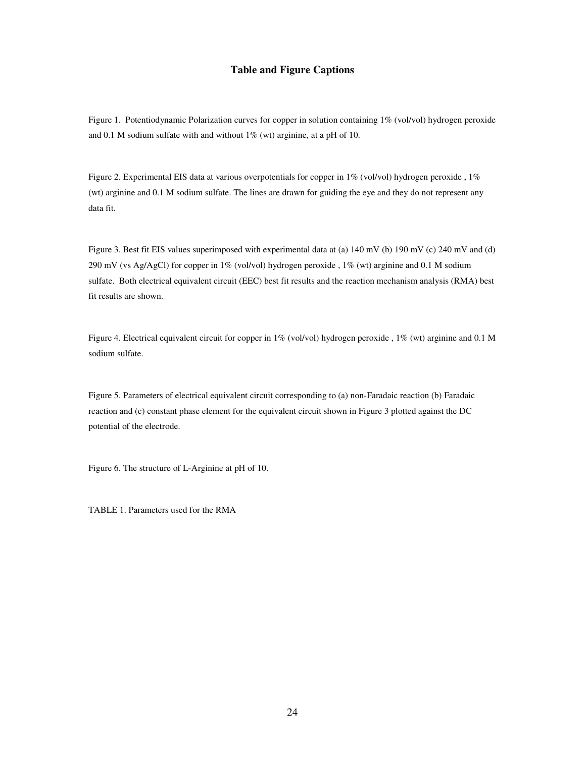## Table and Figure Captions

Figure 1. Potentiodynamic Polarization curves for copper in solution containing 1% (vol/vol) hydrogen peroxide and 0.1 M sodium sulfate with and without 1% (wt) arginine, at a pH of 10.

Figure 2. Experimental EIS data at various overpotentials for copper in 1% (vol/vol) hydrogen peroxide , 1% (wt) arginine and 0.1 M sodium sulfate. The lines are drawn for guiding the eye and they do not represent any data fit.

Figure 3. Best fit EIS values superimposed with experimental data at (a) 140 mV (b) 190 mV (c) 240 mV and (d) 290 mV (vs Ag/AgCl) for copper in 1% (vol/vol) hydrogen peroxide , 1% (wt) arginine and 0.1 M sodium sulfate. Both electrical equivalent circuit (EEC) best fit results and the reaction mechanism analysis (RMA) best fit results are shown.

Figure 4. Electrical equivalent circuit for copper in 1% (vol/vol) hydrogen peroxide , 1% (wt) arginine and 0.1 M sodium sulfate.

Figure 5. Parameters of electrical equivalent circuit corresponding to (a) non-Faradaic reaction (b) Faradaic reaction and (c) constant phase element for the equivalent circuit shown in Figure 3 plotted against the DC potential of the electrode.

Figure 6. The structure of L-Arginine at pH of 10.

TABLE 1. Parameters used for the RMA